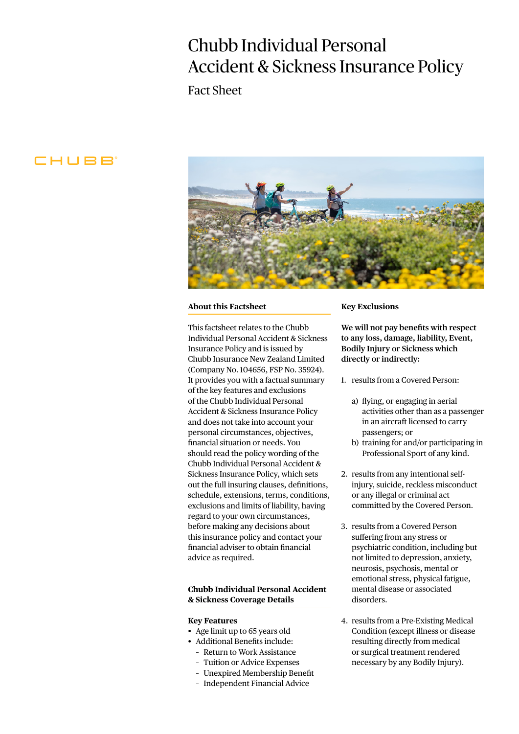# Chubb Individual Personal Accident & Sickness Insurance Policy

Fact Sheet

CHUBB

## About this Factsheet

This factsheet relates to the Chubb Individual Personal Accident & Sickness Insurance Policy and is issued by Chubb Insurance New Zealand Limited (Company No. 104656, FSP No. 35924). It provides you with a factual summary of the key features and exclusions of the Chubb Individual Personal Accident & Sickness Insurance Policy and does not take into account your personal circumstances, objectives, financial situation or needs. You should read the policy wording of the Chubb Individual Personal Accident & Sickness Insurance Policy, which sets out the full insuring clauses, definitions, schedule, extensions, terms, conditions, exclusions and limits of liability, having regard to your own circumstances, before making any decisions about this insurance policy and contact your financial adviser to obtain financial advice as required.

## Chubb Individual Personal Accident & Sickness Coverage Details

### Key Features

- Age limit up to 65 years old
- Additional Benefits include:
  - Return to Work Assistance
  - Tuition or Advice Expenses
  - Unexpired Membership Benefit
  - Independent Financial Advice

## Key Exclusions

**We will not pay benefits with respect to any loss, damage, liability, Event, Bodily Injury or Sickness which directly or indirectly:**

1. results from a Covered Person:
   a) flying, or engaging in aerial activities other than as a passenger in an aircraft licensed to carry passengers; or
   b) training for and/or participating in Professional Sport of any kind.
2. results from any intentional self-injury, suicide, reckless misconduct or any illegal or criminal act committed by the Covered Person.
3. results from a Covered Person suffering from any stress or psychiatric condition, including but not limited to depression, anxiety, neurosis, psychosis, mental or emotional stress, physical fatigue, mental disease or associated disorders.
4. results from a Pre-Existing Medical Condition (except illness or disease resulting directly from medical or surgical treatment rendered necessary by any Bodily Injury).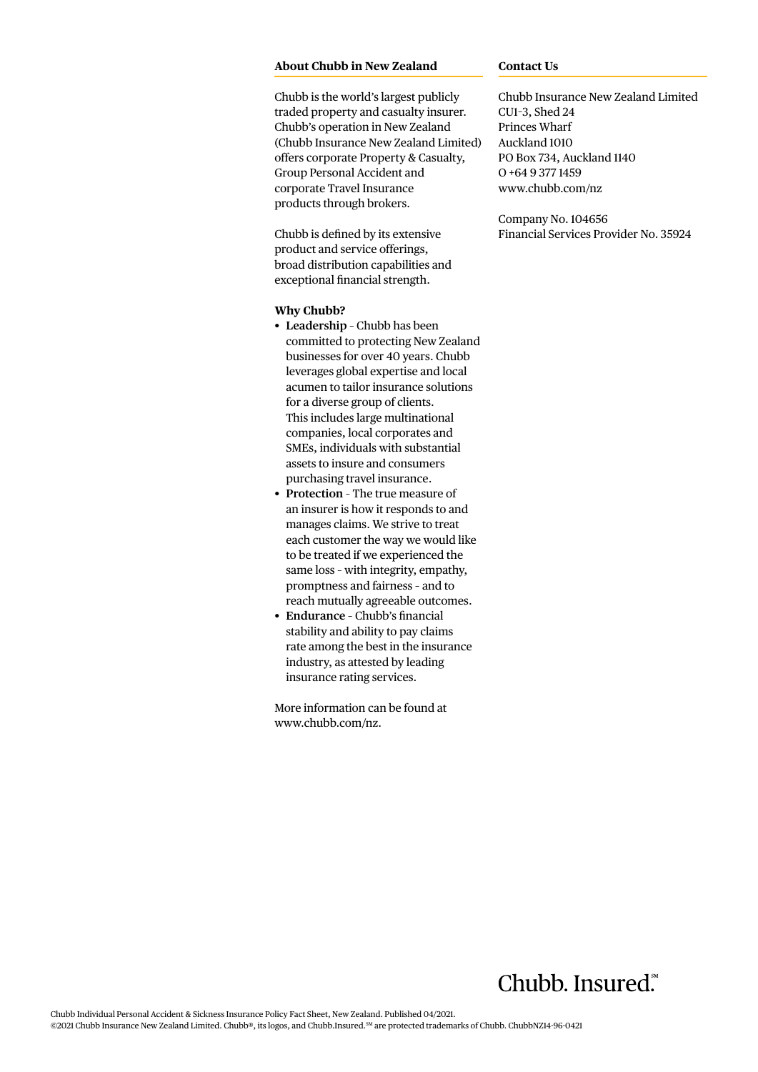## About Chubb in New Zealand

Chubb is the world's largest publicly traded property and casualty insurer. Chubb's operation in New Zealand (Chubb Insurance New Zealand Limited) offers corporate Property & Casualty, Group Personal Accident and corporate Travel Insurance products through brokers.

Chubb is defined by its extensive product and service offerings, broad distribution capabilities and exceptional financial strength.

**Why Chubb?**

- **Leadership** – Chubb has been committed to protecting New Zealand businesses for over 40 years. Chubb leverages global expertise and local acumen to tailor insurance solutions for a diverse group of clients. This includes large multinational companies, local corporates and SMEs, individuals with substantial assets to insure and consumers purchasing travel insurance.
- **Protection** – The true measure of an insurer is how it responds to and manages claims. We strive to treat each customer the way we would like to be treated if we experienced the same loss – with integrity, empathy, promptness and fairness – and to reach mutually agreeable outcomes.
- **Endurance** – Chubb's financial stability and ability to pay claims rate among the best in the insurance industry, as attested by leading insurance rating services.

More information can be found at www.chubb.com/nz.

## Contact Us

Chubb Insurance New Zealand Limited
CU1-3, Shed 24
Princes Wharf
Auckland 1010
PO Box 734, Auckland 1140
O +64 9 377 1459
www.chubb.com/nz

Company No. 104656
Financial Services Provider No. 35924

Chubb. Insured.℠

Chubb Individual Personal Accident & Sickness Insurance Policy Fact Sheet, New Zealand. Published 04/2021.
©2021 Chubb Insurance New Zealand Limited. Chubb®, its logos, and Chubb.Insured.℠ are protected trademarks of Chubb. ChubbNZI4-96-0421